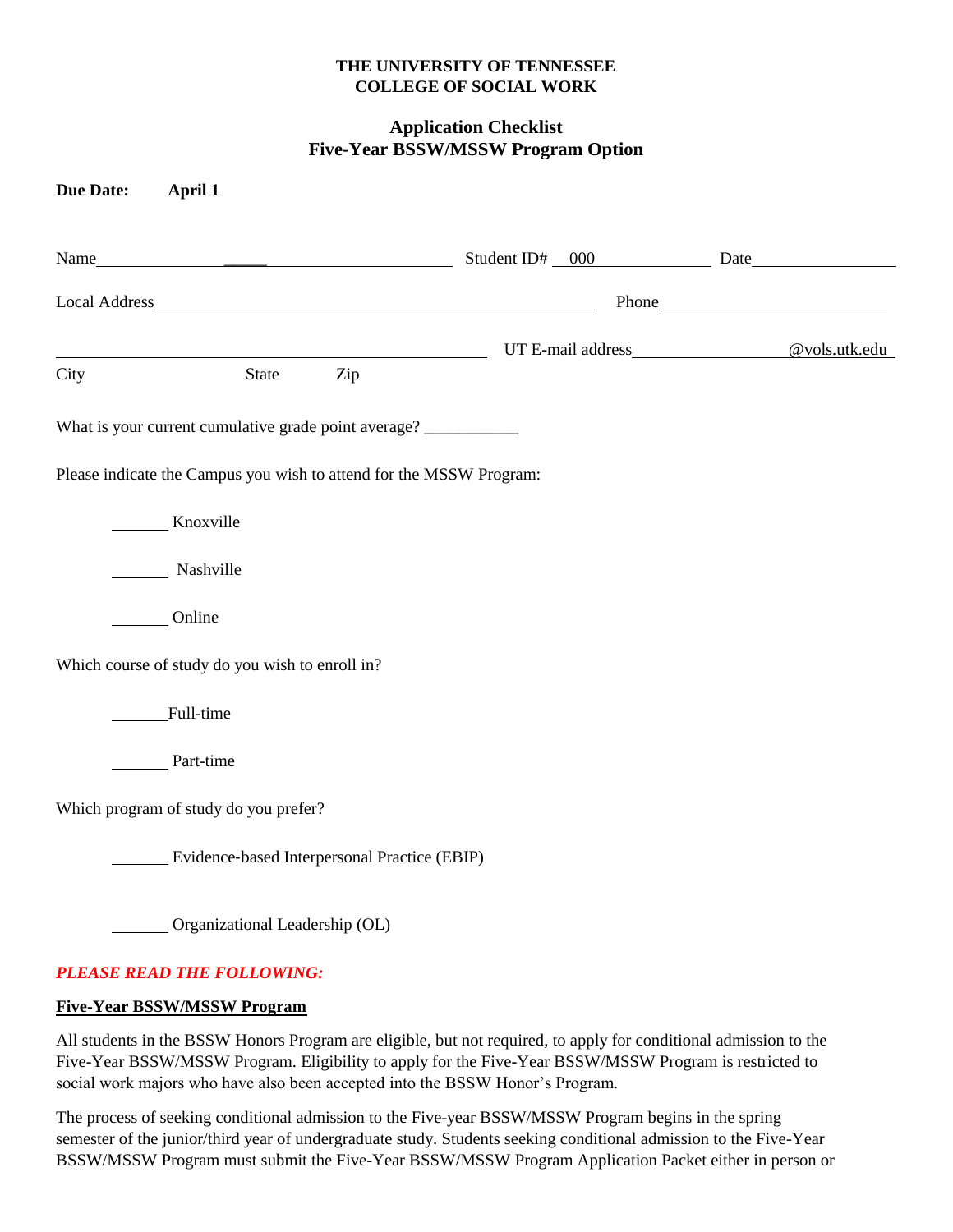**THE UNIVERSITY OF TENNESSEE**
**COLLEGE OF SOCIAL WORK**

## Application Checklist
## Five-Year BSSW/MSSW Program Option

**Due Date: April 1**

Name_______________________________ Student ID# 000____________ Date______________

Local Address_____________________________________________ Phone____________________

_____________________________________________ UT E-mail address______________@vols.utk.edu

City State Zip

What is your current cumulative grade point average? ___________

Please indicate the Campus you wish to attend for the MSSW Program:

_______ Knoxville

_______ Nashville

_______ Online

Which course of study do you wish to enroll in?

_______ Full-time

_______ Part-time

Which program of study do you prefer?

_______ Evidence-based Interpersonal Practice (EBIP)

_______ Organizational Leadership (OL)

***PLEASE READ THE FOLLOWING:***

**Five-Year BSSW/MSSW Program**

All students in the BSSW Honors Program are eligible, but not required, to apply for conditional admission to the Five-Year BSSW/MSSW Program. Eligibility to apply for the Five-Year BSSW/MSSW Program is restricted to social work majors who have also been accepted into the BSSW Honor's Program.

The process of seeking conditional admission to the Five-year BSSW/MSSW Program begins in the spring semester of the junior/third year of undergraduate study. Students seeking conditional admission to the Five-Year BSSW/MSSW Program must submit the Five-Year BSSW/MSSW Program Application Packet either in person or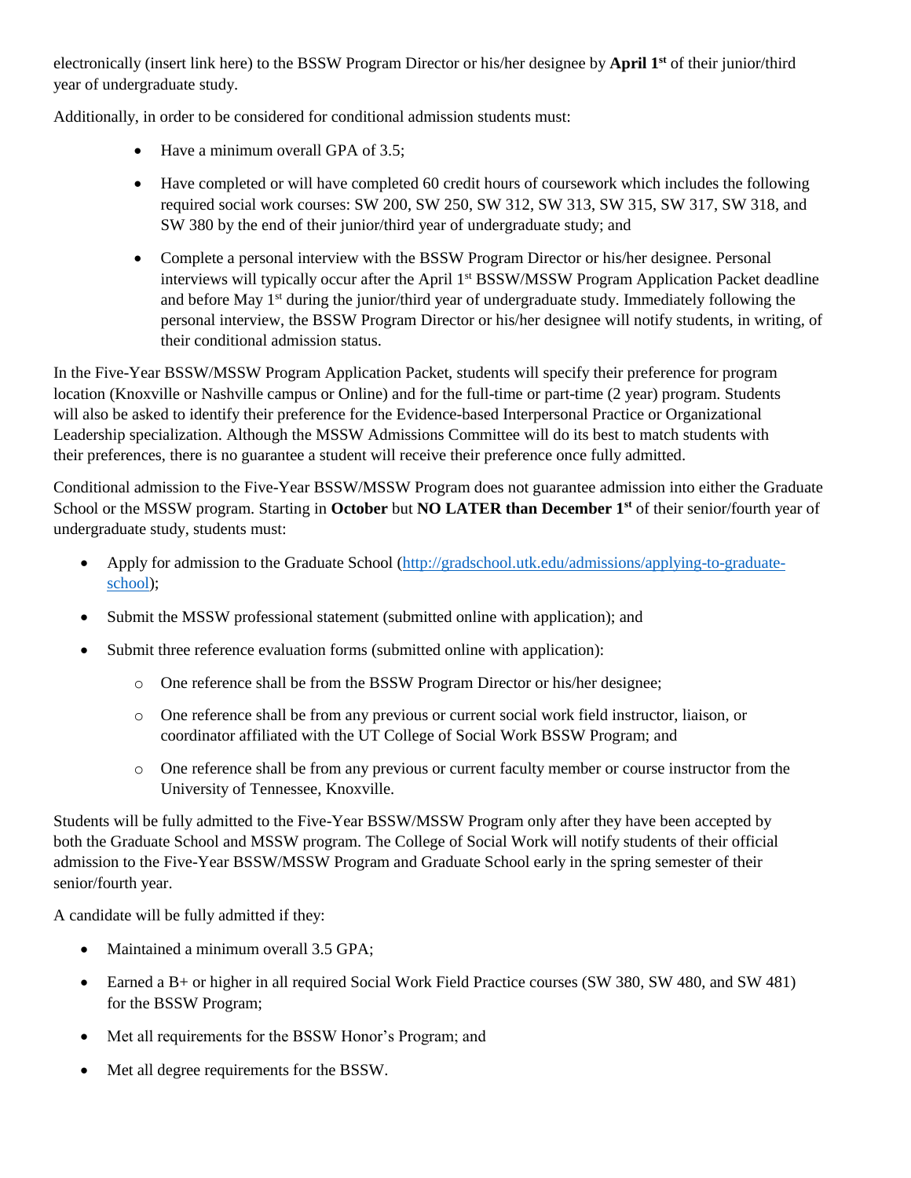electronically (insert link here) to the BSSW Program Director or his/her designee by **April 1st** of their junior/third year of undergraduate study.

Additionally, in order to be considered for conditional admission students must:

- Have a minimum overall GPA of 3.5;
- Have completed or will have completed 60 credit hours of coursework which includes the following required social work courses: SW 200, SW 250, SW 312, SW 313, SW 315, SW 317, SW 318, and SW 380 by the end of their junior/third year of undergraduate study; and
- Complete a personal interview with the BSSW Program Director or his/her designee. Personal interviews will typically occur after the April 1st BSSW/MSSW Program Application Packet deadline and before May 1st during the junior/third year of undergraduate study. Immediately following the personal interview, the BSSW Program Director or his/her designee will notify students, in writing, of their conditional admission status.

In the Five-Year BSSW/MSSW Program Application Packet, students will specify their preference for program location (Knoxville or Nashville campus or Online) and for the full-time or part-time (2 year) program. Students will also be asked to identify their preference for the Evidence-based Interpersonal Practice or Organizational Leadership specialization. Although the MSSW Admissions Committee will do its best to match students with their preferences, there is no guarantee a student will receive their preference once fully admitted.

Conditional admission to the Five-Year BSSW/MSSW Program does not guarantee admission into either the Graduate School or the MSSW program. Starting in **October** but **NO LATER than December 1st** of their senior/fourth year of undergraduate study, students must:

- Apply for admission to the Graduate School (http://gradschool.utk.edu/admissions/applying-to-graduate-school);
- Submit the MSSW professional statement (submitted online with application); and
- Submit three reference evaluation forms (submitted online with application):
  - One reference shall be from the BSSW Program Director or his/her designee;
  - One reference shall be from any previous or current social work field instructor, liaison, or coordinator affiliated with the UT College of Social Work BSSW Program; and
  - One reference shall be from any previous or current faculty member or course instructor from the University of Tennessee, Knoxville.

Students will be fully admitted to the Five-Year BSSW/MSSW Program only after they have been accepted by both the Graduate School and MSSW program. The College of Social Work will notify students of their official admission to the Five-Year BSSW/MSSW Program and Graduate School early in the spring semester of their senior/fourth year.

A candidate will be fully admitted if they:

- Maintained a minimum overall 3.5 GPA;
- Earned a B+ or higher in all required Social Work Field Practice courses (SW 380, SW 480, and SW 481) for the BSSW Program;
- Met all requirements for the BSSW Honor's Program; and
- Met all degree requirements for the BSSW.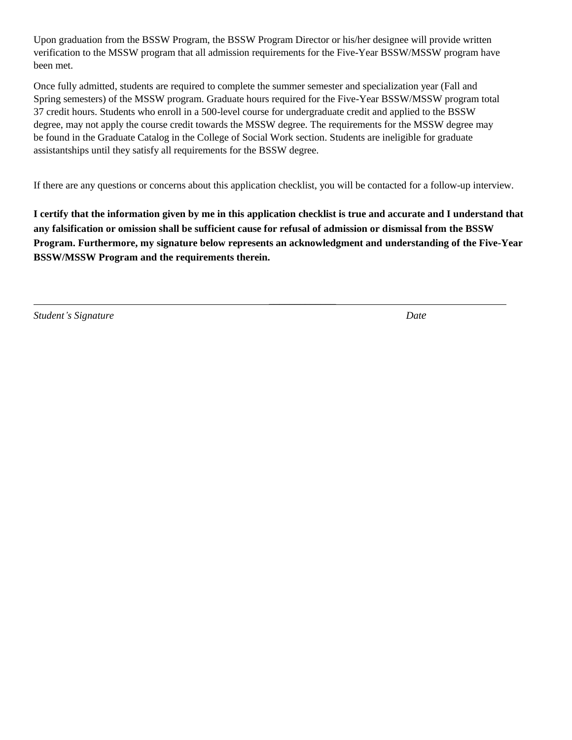Upon graduation from the BSSW Program, the BSSW Program Director or his/her designee will provide written verification to the MSSW program that all admission requirements for the Five-Year BSSW/MSSW program have been met.

Once fully admitted, students are required to complete the summer semester and specialization year (Fall and Spring semesters) of the MSSW program. Graduate hours required for the Five-Year BSSW/MSSW program total 37 credit hours. Students who enroll in a 500-level course for undergraduate credit and applied to the BSSW degree, may not apply the course credit towards the MSSW degree. The requirements for the MSSW degree may be found in the Graduate Catalog in the College of Social Work section. Students are ineligible for graduate assistantships until they satisfy all requirements for the BSSW degree.

If there are any questions or concerns about this application checklist, you will be contacted for a follow-up interview.

**I certify that the information given by me in this application checklist is true and accurate and I understand that any falsification or omission shall be sufficient cause for refusal of admission or dismissal from the BSSW Program. Furthermore, my signature below represents an acknowledgment and understanding of the Five-Year BSSW/MSSW Program and the requirements therein.**

______________________________________________________________________

*Student's Signature* *Date*